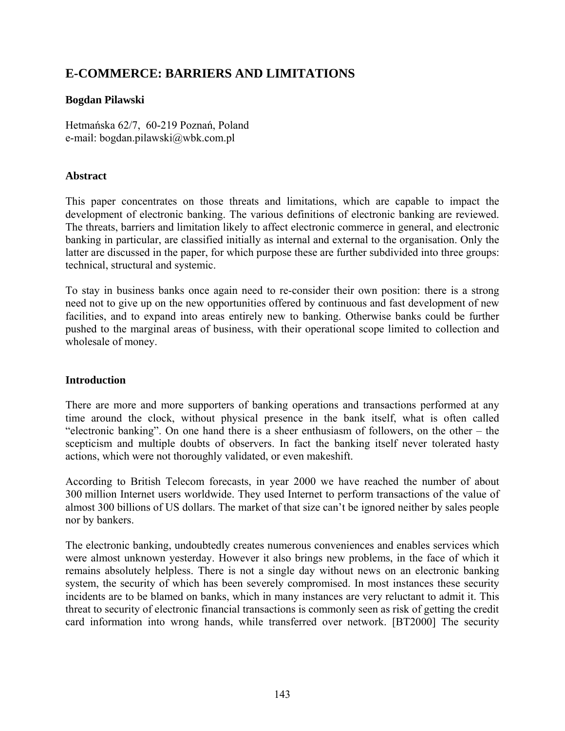# E-COMMERCE: BARRIERS AND LIMITATIONS

**Bogdan Pilawski**

Hetmańska 62/7, 60-219 Poznań, Poland
e-mail: bogdan.pilawski@wbk.com.pl

### Abstract

This paper concentrates on those threats and limitations, which are capable to impact the development of electronic banking. The various definitions of electronic banking are reviewed. The threats, barriers and limitation likely to affect electronic commerce in general, and electronic banking in particular, are classified initially as internal and external to the organisation. Only the latter are discussed in the paper, for which purpose these are further subdivided into three groups: technical, structural and systemic.

To stay in business banks once again need to re-consider their own position: there is a strong need not to give up on the new opportunities offered by continuous and fast development of new facilities, and to expand into areas entirely new to banking. Otherwise banks could be further pushed to the marginal areas of business, with their operational scope limited to collection and wholesale of money.

### Introduction

There are more and more supporters of banking operations and transactions performed at any time around the clock, without physical presence in the bank itself, what is often called "electronic banking". On one hand there is a sheer enthusiasm of followers, on the other – the scepticism and multiple doubts of observers. In fact the banking itself never tolerated hasty actions, which were not thoroughly validated, or even makeshift.

According to British Telecom forecasts, in year 2000 we have reached the number of about 300 million Internet users worldwide. They used Internet to perform transactions of the value of almost 300 billions of US dollars. The market of that size can't be ignored neither by sales people nor by bankers.

The electronic banking, undoubtedly creates numerous conveniences and enables services which were almost unknown yesterday. However it also brings new problems, in the face of which it remains absolutely helpless. There is not a single day without news on an electronic banking system, the security of which has been severely compromised. In most instances these security incidents are to be blamed on banks, which in many instances are very reluctant to admit it. This threat to security of electronic financial transactions is commonly seen as risk of getting the credit card information into wrong hands, while transferred over network. [BT2000] The security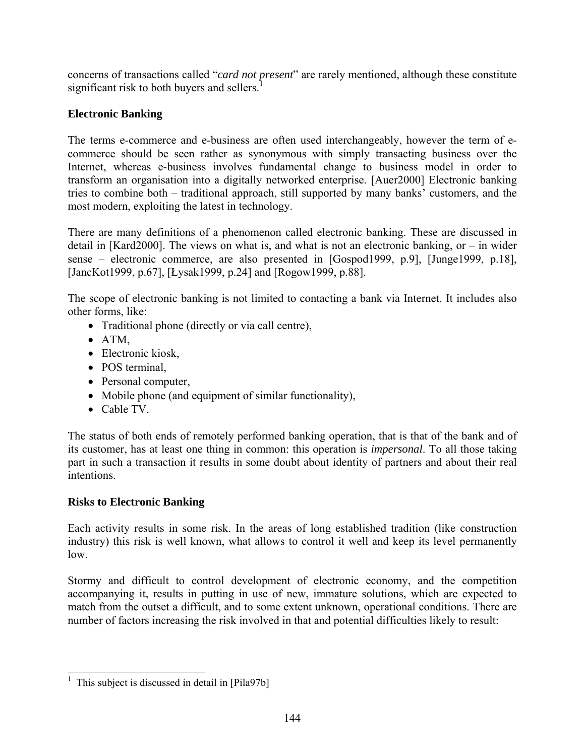concerns of transactions called "*card not present*" are rarely mentioned, although these constitute significant risk to both buyers and sellers.[1]

## Electronic Banking

The terms e-commerce and e-business are often used interchangeably, however the term of e-commerce should be seen rather as synonymous with simply transacting business over the Internet, whereas e-business involves fundamental change to business model in order to transform an organisation into a digitally networked enterprise. [Auer2000] Electronic banking tries to combine both – traditional approach, still supported by many banks' customers, and the most modern, exploiting the latest in technology.

There are many definitions of a phenomenon called electronic banking. These are discussed in detail in [Kard2000]. The views on what is, and what is not an electronic banking, or – in wider sense – electronic commerce, are also presented in [Gospod1999, p.9], [Junge1999, p.18], [JancKot1999, p.67], [Łysak1999, p.24] and [Rogow1999, p.88].

The scope of electronic banking is not limited to contacting a bank via Internet. It includes also other forms, like:

- Traditional phone (directly or via call centre),
- ATM,
- Electronic kiosk,
- POS terminal,
- Personal computer,
- Mobile phone (and equipment of similar functionality),
- Cable TV.

The status of both ends of remotely performed banking operation, that is that of the bank and of its customer, has at least one thing in common: this operation is *impersonal*. To all those taking part in such a transaction it results in some doubt about identity of partners and about their real intentions.

## Risks to Electronic Banking

Each activity results in some risk. In the areas of long established tradition (like construction industry) this risk is well known, what allows to control it well and keep its level permanently low.

Stormy and difficult to control development of electronic economy, and the competition accompanying it, results in putting in use of new, immature solutions, which are expected to match from the outset a difficult, and to some extent unknown, operational conditions. There are number of factors increasing the risk involved in that and potential difficulties likely to result:

---

[1] This subject is discussed in detail in [Pila97b]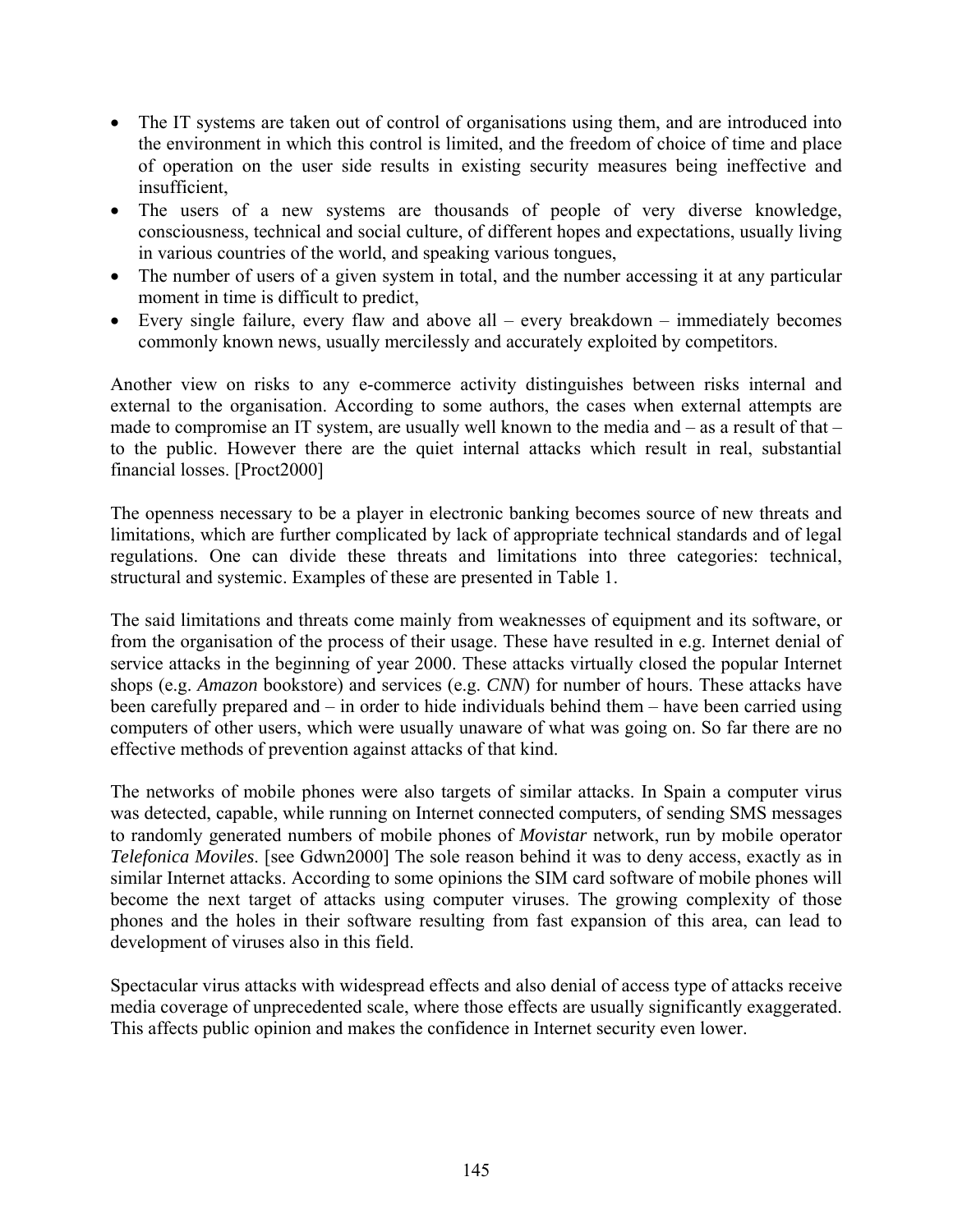- The IT systems are taken out of control of organisations using them, and are introduced into the environment in which this control is limited, and the freedom of choice of time and place of operation on the user side results in existing security measures being ineffective and insufficient,
- The users of a new systems are thousands of people of very diverse knowledge, consciousness, technical and social culture, of different hopes and expectations, usually living in various countries of the world, and speaking various tongues,
- The number of users of a given system in total, and the number accessing it at any particular moment in time is difficult to predict,
- Every single failure, every flaw and above all – every breakdown – immediately becomes commonly known news, usually mercilessly and accurately exploited by competitors.

Another view on risks to any e-commerce activity distinguishes between risks internal and external to the organisation. According to some authors, the cases when external attempts are made to compromise an IT system, are usually well known to the media and – as a result of that – to the public. However there are the quiet internal attacks which result in real, substantial financial losses. [Proct2000]

The openness necessary to be a player in electronic banking becomes source of new threats and limitations, which are further complicated by lack of appropriate technical standards and of legal regulations. One can divide these threats and limitations into three categories: technical, structural and systemic. Examples of these are presented in Table 1.

The said limitations and threats come mainly from weaknesses of equipment and its software, or from the organisation of the process of their usage. These have resulted in e.g. Internet denial of service attacks in the beginning of year 2000. These attacks virtually closed the popular Internet shops (e.g. *Amazon* bookstore) and services (e.g. *CNN*) for number of hours. These attacks have been carefully prepared and – in order to hide individuals behind them – have been carried using computers of other users, which were usually unaware of what was going on. So far there are no effective methods of prevention against attacks of that kind.

The networks of mobile phones were also targets of similar attacks. In Spain a computer virus was detected, capable, while running on Internet connected computers, of sending SMS messages to randomly generated numbers of mobile phones of *Movistar* network, run by mobile operator *Telefonica Moviles*. [see Gdwn2000] The sole reason behind it was to deny access, exactly as in similar Internet attacks. According to some opinions the SIM card software of mobile phones will become the next target of attacks using computer viruses. The growing complexity of those phones and the holes in their software resulting from fast expansion of this area, can lead to development of viruses also in this field.

Spectacular virus attacks with widespread effects and also denial of access type of attacks receive media coverage of unprecedented scale, where those effects are usually significantly exaggerated. This affects public opinion and makes the confidence in Internet security even lower.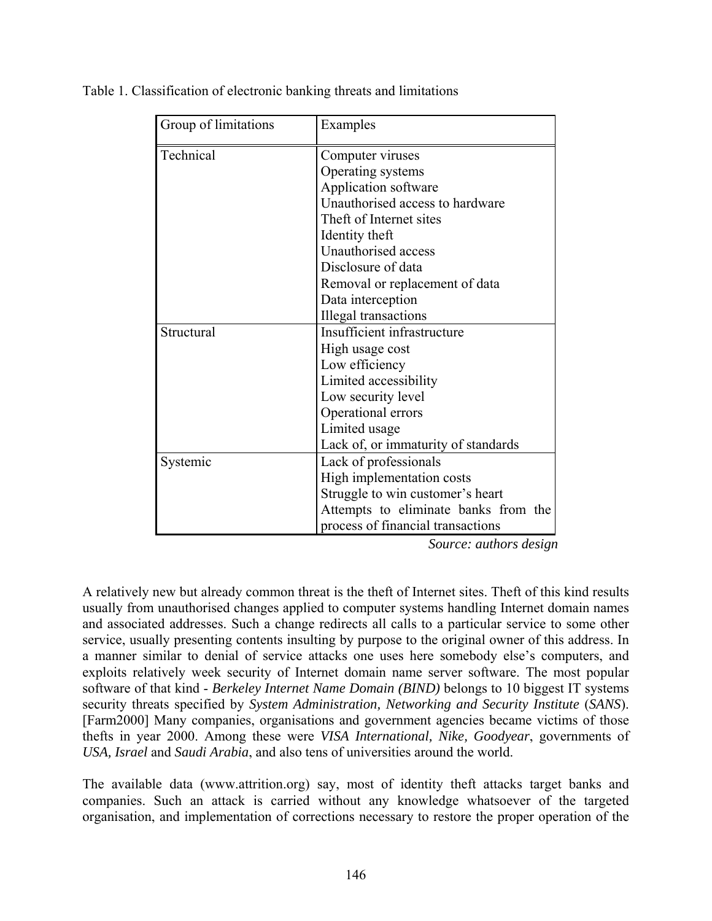Table 1. Classification of electronic banking threats and limitations

| Group of limitations | Examples |
|---|---|
| Technical | Computer viruses<br>Operating systems<br>Application software<br>Unauthorised access to hardware<br>Theft of Internet sites<br>Identity theft<br>Unauthorised access<br>Disclosure of data<br>Removal or replacement of data<br>Data interception<br>Illegal transactions |
| Structural | Insufficient infrastructure<br>High usage cost<br>Low efficiency<br>Limited accessibility<br>Low security level<br>Operational errors<br>Limited usage<br>Lack of, or immaturity of standards |
| Systemic | Lack of professionals<br>High implementation costs<br>Struggle to win customer's heart<br>Attempts to eliminate banks from the process of financial transactions |

*Source: authors design*

A relatively new but already common threat is the theft of Internet sites. Theft of this kind results usually from unauthorised changes applied to computer systems handling Internet domain names and associated addresses. Such a change redirects all calls to a particular service to some other service, usually presenting contents insulting by purpose to the original owner of this address. In a manner similar to denial of service attacks one uses here somebody else's computers, and exploits relatively week security of Internet domain name server software. The most popular software of that kind - *Berkeley Internet Name Domain (BIND)* belongs to 10 biggest IT systems security threats specified by *System Administration, Networking and Security Institute* (*SANS*). [Farm2000] Many companies, organisations and government agencies became victims of those thefts in year 2000. Among these were *VISA International, Nike, Goodyear*, governments of *USA, Israel* and *Saudi Arabia*, and also tens of universities around the world.

The available data (www.attrition.org) say, most of identity theft attacks target banks and companies. Such an attack is carried without any knowledge whatsoever of the targeted organisation, and implementation of corrections necessary to restore the proper operation of the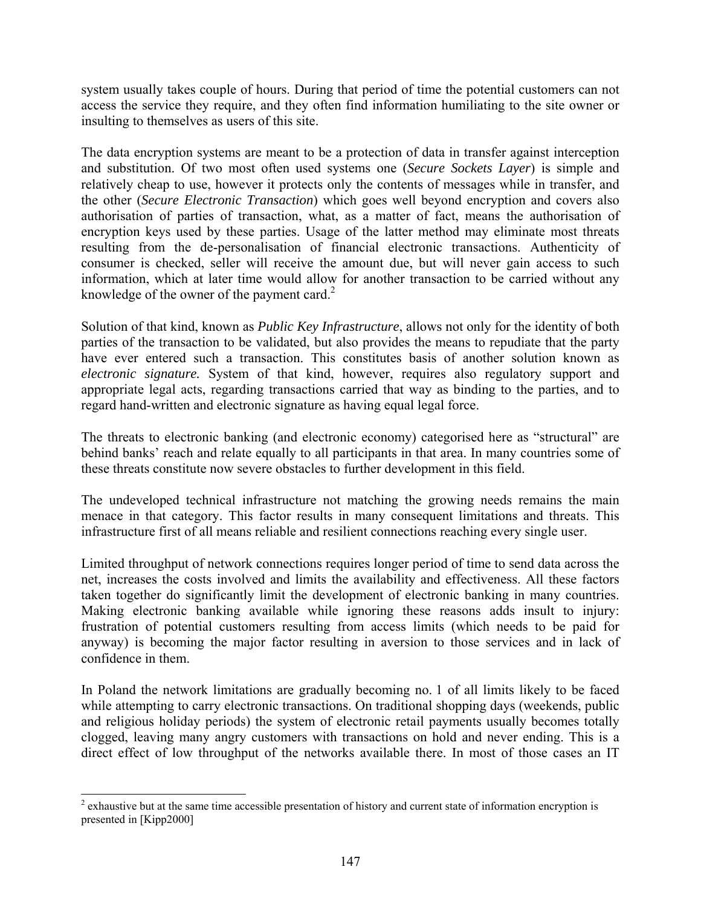system usually takes couple of hours. During that period of time the potential customers can not access the service they require, and they often find information humiliating to the site owner or insulting to themselves as users of this site.

The data encryption systems are meant to be a protection of data in transfer against interception and substitution. Of two most often used systems one (*Secure Sockets Layer*) is simple and relatively cheap to use, however it protects only the contents of messages while in transfer, and the other (*Secure Electronic Transaction*) which goes well beyond encryption and covers also authorisation of parties of transaction, what, as a matter of fact, means the authorisation of encryption keys used by these parties. Usage of the latter method may eliminate most threats resulting from the de-personalisation of financial electronic transactions. Authenticity of consumer is checked, seller will receive the amount due, but will never gain access to such information, which at later time would allow for another transaction to be carried without any knowledge of the owner of the payment card.[2]

Solution of that kind, known as *Public Key Infrastructure*, allows not only for the identity of both parties of the transaction to be validated, but also provides the means to repudiate that the party have ever entered such a transaction. This constitutes basis of another solution known as *electronic signature.* System of that kind, however, requires also regulatory support and appropriate legal acts, regarding transactions carried that way as binding to the parties, and to regard hand-written and electronic signature as having equal legal force.

The threats to electronic banking (and electronic economy) categorised here as "structural" are behind banks' reach and relate equally to all participants in that area. In many countries some of these threats constitute now severe obstacles to further development in this field.

The undeveloped technical infrastructure not matching the growing needs remains the main menace in that category. This factor results in many consequent limitations and threats. This infrastructure first of all means reliable and resilient connections reaching every single user.

Limited throughput of network connections requires longer period of time to send data across the net, increases the costs involved and limits the availability and effectiveness. All these factors taken together do significantly limit the development of electronic banking in many countries. Making electronic banking available while ignoring these reasons adds insult to injury: frustration of potential customers resulting from access limits (which needs to be paid for anyway) is becoming the major factor resulting in aversion to those services and in lack of confidence in them.

In Poland the network limitations are gradually becoming no. 1 of all limits likely to be faced while attempting to carry electronic transactions. On traditional shopping days (weekends, public and religious holiday periods) the system of electronic retail payments usually becomes totally clogged, leaving many angry customers with transactions on hold and never ending. This is a direct effect of low throughput of the networks available there. In most of those cases an IT

[2] exhaustive but at the same time accessible presentation of history and current state of information encryption is presented in [Kipp2000]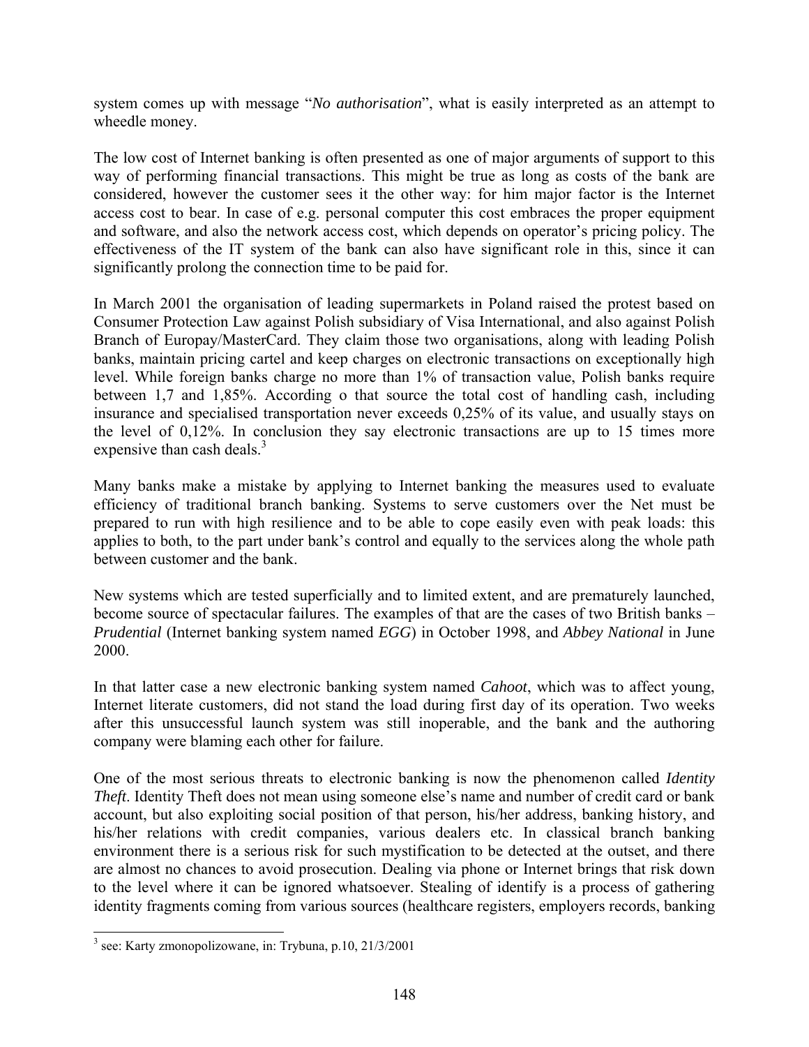system comes up with message "*No authorisation*", what is easily interpreted as an attempt to wheedle money.

The low cost of Internet banking is often presented as one of major arguments of support to this way of performing financial transactions. This might be true as long as costs of the bank are considered, however the customer sees it the other way: for him major factor is the Internet access cost to bear. In case of e.g. personal computer this cost embraces the proper equipment and software, and also the network access cost, which depends on operator's pricing policy. The effectiveness of the IT system of the bank can also have significant role in this, since it can significantly prolong the connection time to be paid for.

In March 2001 the organisation of leading supermarkets in Poland raised the protest based on Consumer Protection Law against Polish subsidiary of Visa International, and also against Polish Branch of Europay/MasterCard. They claim those two organisations, along with leading Polish banks, maintain pricing cartel and keep charges on electronic transactions on exceptionally high level. While foreign banks charge no more than 1% of transaction value, Polish banks require between 1,7 and 1,85%. According o that source the total cost of handling cash, including insurance and specialised transportation never exceeds 0,25% of its value, and usually stays on the level of 0,12%. In conclusion they say electronic transactions are up to 15 times more expensive than cash deals.[3]

Many banks make a mistake by applying to Internet banking the measures used to evaluate efficiency of traditional branch banking. Systems to serve customers over the Net must be prepared to run with high resilience and to be able to cope easily even with peak loads: this applies to both, to the part under bank's control and equally to the services along the whole path between customer and the bank.

New systems which are tested superficially and to limited extent, and are prematurely launched, become source of spectacular failures. The examples of that are the cases of two British banks – *Prudential* (Internet banking system named *EGG*) in October 1998, and *Abbey National* in June 2000.

In that latter case a new electronic banking system named *Cahoot*, which was to affect young, Internet literate customers, did not stand the load during first day of its operation. Two weeks after this unsuccessful launch system was still inoperable, and the bank and the authoring company were blaming each other for failure.

One of the most serious threats to electronic banking is now the phenomenon called *Identity Theft*. Identity Theft does not mean using someone else's name and number of credit card or bank account, but also exploiting social position of that person, his/her address, banking history, and his/her relations with credit companies, various dealers etc. In classical branch banking environment there is a serious risk for such mystification to be detected at the outset, and there are almost no chances to avoid prosecution. Dealing via phone or Internet brings that risk down to the level where it can be ignored whatsoever. Stealing of identify is a process of gathering identity fragments coming from various sources (healthcare registers, employers records, banking

[3] see: Karty zmonopolizowane, in: Trybuna, p.10, 21/3/2001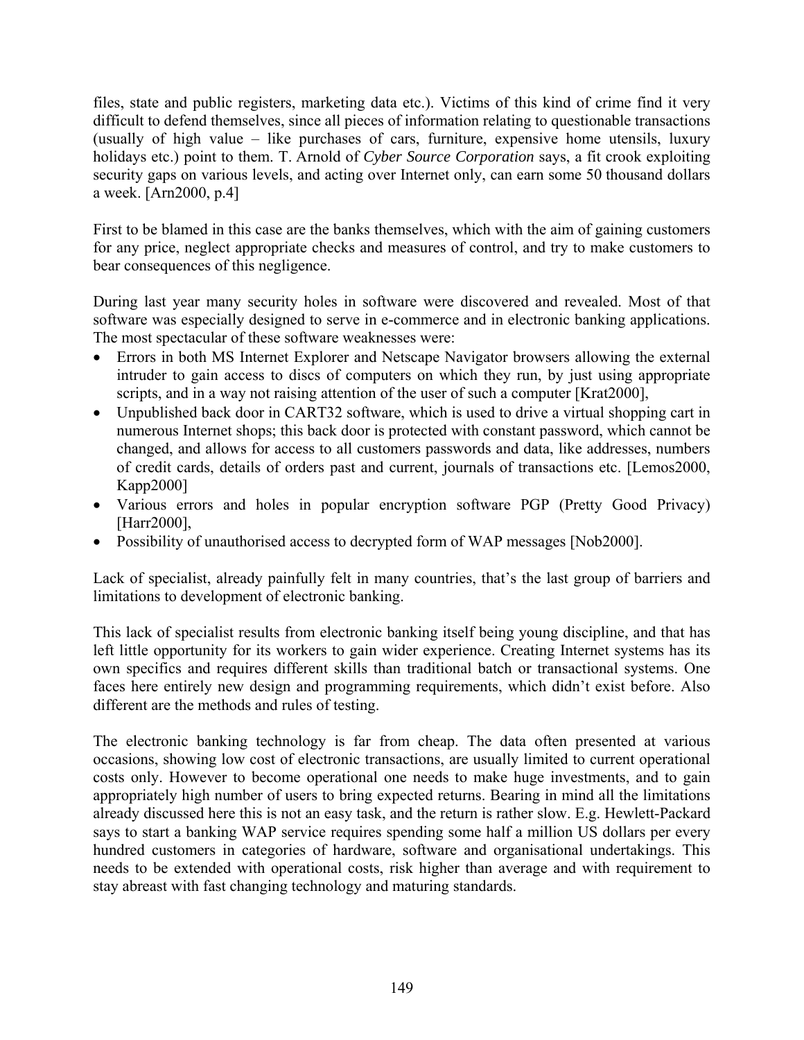files, state and public registers, marketing data etc.). Victims of this kind of crime find it very difficult to defend themselves, since all pieces of information relating to questionable transactions (usually of high value – like purchases of cars, furniture, expensive home utensils, luxury holidays etc.) point to them. T. Arnold of *Cyber Source Corporation* says, a fit crook exploiting security gaps on various levels, and acting over Internet only, can earn some 50 thousand dollars a week. [Arn2000, p.4]

First to be blamed in this case are the banks themselves, which with the aim of gaining customers for any price, neglect appropriate checks and measures of control, and try to make customers to bear consequences of this negligence.

During last year many security holes in software were discovered and revealed. Most of that software was especially designed to serve in e-commerce and in electronic banking applications. The most spectacular of these software weaknesses were:

- Errors in both MS Internet Explorer and Netscape Navigator browsers allowing the external intruder to gain access to discs of computers on which they run, by just using appropriate scripts, and in a way not raising attention of the user of such a computer [Krat2000],
- Unpublished back door in CART32 software, which is used to drive a virtual shopping cart in numerous Internet shops; this back door is protected with constant password, which cannot be changed, and allows for access to all customers passwords and data, like addresses, numbers of credit cards, details of orders past and current, journals of transactions etc. [Lemos2000, Kapp2000]
- Various errors and holes in popular encryption software PGP (Pretty Good Privacy) [Harr2000],
- Possibility of unauthorised access to decrypted form of WAP messages [Nob2000].

Lack of specialist, already painfully felt in many countries, that's the last group of barriers and limitations to development of electronic banking.

This lack of specialist results from electronic banking itself being young discipline, and that has left little opportunity for its workers to gain wider experience. Creating Internet systems has its own specifics and requires different skills than traditional batch or transactional systems. One faces here entirely new design and programming requirements, which didn't exist before. Also different are the methods and rules of testing.

The electronic banking technology is far from cheap. The data often presented at various occasions, showing low cost of electronic transactions, are usually limited to current operational costs only. However to become operational one needs to make huge investments, and to gain appropriately high number of users to bring expected returns. Bearing in mind all the limitations already discussed here this is not an easy task, and the return is rather slow. E.g. Hewlett-Packard says to start a banking WAP service requires spending some half a million US dollars per every hundred customers in categories of hardware, software and organisational undertakings. This needs to be extended with operational costs, risk higher than average and with requirement to stay abreast with fast changing technology and maturing standards.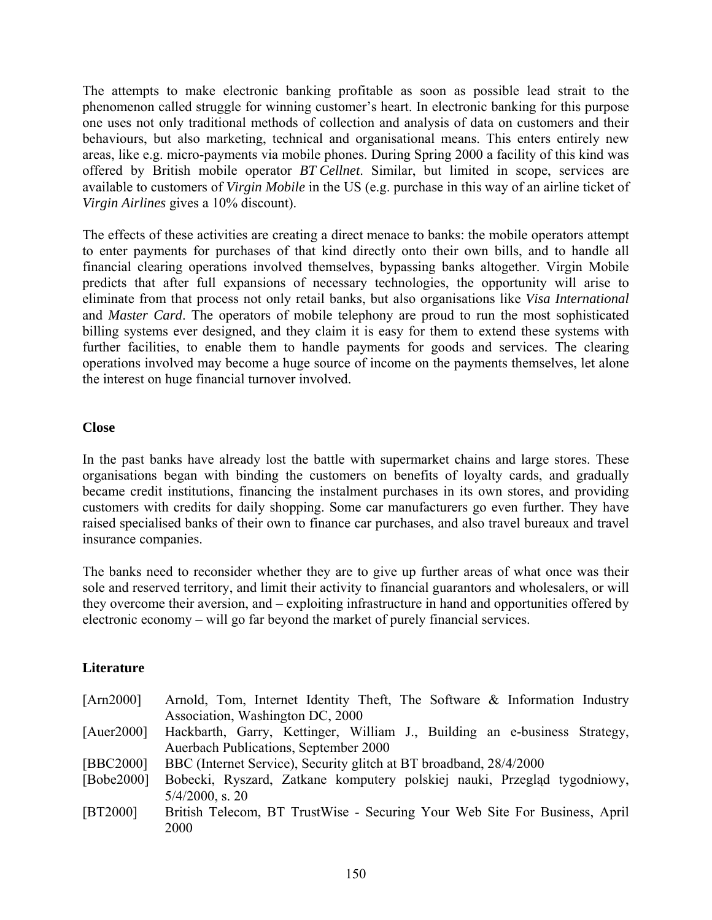The attempts to make electronic banking profitable as soon as possible lead strait to the phenomenon called struggle for winning customer's heart. In electronic banking for this purpose one uses not only traditional methods of collection and analysis of data on customers and their behaviours, but also marketing, technical and organisational means. This enters entirely new areas, like e.g. micro-payments via mobile phones. During Spring 2000 a facility of this kind was offered by British mobile operator *BT Cellnet*. Similar, but limited in scope, services are available to customers of *Virgin Mobile* in the US (e.g. purchase in this way of an airline ticket of *Virgin Airlines* gives a 10% discount).

The effects of these activities are creating a direct menace to banks: the mobile operators attempt to enter payments for purchases of that kind directly onto their own bills, and to handle all financial clearing operations involved themselves, bypassing banks altogether. Virgin Mobile predicts that after full expansions of necessary technologies, the opportunity will arise to eliminate from that process not only retail banks, but also organisations like *Visa International* and *Master Card*. The operators of mobile telephony are proud to run the most sophisticated billing systems ever designed, and they claim it is easy for them to extend these systems with further facilities, to enable them to handle payments for goods and services. The clearing operations involved may become a huge source of income on the payments themselves, let alone the interest on huge financial turnover involved.

## Close

In the past banks have already lost the battle with supermarket chains and large stores. These organisations began with binding the customers on benefits of loyalty cards, and gradually became credit institutions, financing the instalment purchases in its own stores, and providing customers with credits for daily shopping. Some car manufacturers go even further. They have raised specialised banks of their own to finance car purchases, and also travel bureaux and travel insurance companies.

The banks need to reconsider whether they are to give up further areas of what once was their sole and reserved territory, and limit their activity to financial guarantors and wholesalers, or will they overcome their aversion, and – exploiting infrastructure in hand and opportunities offered by electronic economy – will go far beyond the market of purely financial services.

## Literature

[Arn2000] Arnold, Tom, Internet Identity Theft, The Software & Information Industry Association, Washington DC, 2000

[Auer2000] Hackbarth, Garry, Kettinger, William J., Building an e-business Strategy, Auerbach Publications, September 2000

[BBC2000] BBC (Internet Service), Security glitch at BT broadband, 28/4/2000

[Bobe2000] Bobecki, Ryszard, Zatkane komputery polskiej nauki, Przegląd tygodniowy, 5/4/2000, s. 20

[BT2000] British Telecom, BT TrustWise - Securing Your Web Site For Business, April 2000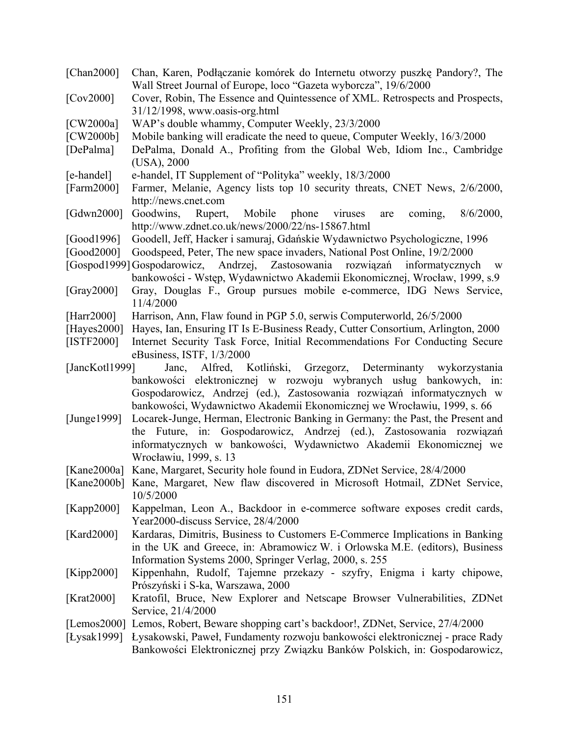[Chan2000] Chan, Karen, Podłączanie komórek do Internetu otworzy puszkę Pandory?, The Wall Street Journal of Europe, loco "Gazeta wyborcza", 19/6/2000

[Cov2000] Cover, Robin, The Essence and Quintessence of XML. Retrospects and Prospects, 31/12/1998, www.oasis-org.html

[CW2000a] WAP's double whammy, Computer Weekly, 23/3/2000

[CW2000b] Mobile banking will eradicate the need to queue, Computer Weekly, 16/3/2000

[DePalma] DePalma, Donald A., Profiting from the Global Web, Idiom Inc., Cambridge (USA), 2000

[e-handel] e-handel, IT Supplement of "Polityka" weekly, 18/3/2000

[Farm2000] Farmer, Melanie, Agency lists top 10 security threats, CNET News, 2/6/2000, http://news.cnet.com

[Gdwn2000] Goodwins, Rupert, Mobile phone viruses are coming, 8/6/2000, http://www.zdnet.co.uk/news/2000/22/ns-15867.html

[Good1996] Goodell, Jeff, Hacker i samuraj, Gdańskie Wydawnictwo Psychologiczne, 1996

[Good2000] Goodspeed, Peter, The new space invaders, National Post Online, 19/2/2000

[Gospod1999] Gospodarowicz, Andrzej, Zastosowania rozwiązań informatycznych w bankowości - Wstęp, Wydawnictwo Akademii Ekonomicznej, Wrocław, 1999, s.9

[Gray2000] Gray, Douglas F., Group pursues mobile e-commerce, IDG News Service, 11/4/2000

[Harr2000] Harrison, Ann, Flaw found in PGP 5.0, serwis Computerworld, 26/5/2000

[Hayes2000] Hayes, Ian, Ensuring IT Is E-Business Ready, Cutter Consortium, Arlington, 2000

[ISTF2000] Internet Security Task Force, Initial Recommendations For Conducting Secure eBusiness, ISTF, 1/3/2000

[JancKotl1999] Janc, Alfred, Kotliński, Grzegorz, Determinanty wykorzystania bankowości elektronicznej w rozwoju wybranych usług bankowych, in: Gospodarowicz, Andrzej (ed.), Zastosowania rozwiązań informatycznych w bankowości, Wydawnictwo Akademii Ekonomicznej we Wrocławiu, 1999, s. 66

[Junge1999] Locarek-Junge, Herman, Electronic Banking in Germany: the Past, the Present and the Future, in: Gospodarowicz, Andrzej (ed.), Zastosowania rozwiązań informatycznych w bankowości, Wydawnictwo Akademii Ekonomicznej we Wrocławiu, 1999, s. 13

[Kane2000a] Kane, Margaret, Security hole found in Eudora, ZDNet Service, 28/4/2000

[Kane2000b] Kane, Margaret, New flaw discovered in Microsoft Hotmail, ZDNet Service, 10/5/2000

[Kapp2000] Kappelman, Leon A., Backdoor in e-commerce software exposes credit cards, Year2000-discuss Service, 28/4/2000

[Kard2000] Kardaras, Dimitris, Business to Customers E-Commerce Implications in Banking in the UK and Greece, in: Abramowicz W. i Orlowska M.E. (editors), Business Information Systems 2000, Springer Verlag, 2000, s. 255

[Kipp2000] Kippenhahn, Rudolf, Tajemne przekazy - szyfry, Enigma i karty chipowe, Prószyński i S-ka, Warszawa, 2000

[Krat2000] Kratofil, Bruce, New Explorer and Netscape Browser Vulnerabilities, ZDNet Service, 21/4/2000

[Lemos2000] Lemos, Robert, Beware shopping cart's backdoor!, ZDNet, Service, 27/4/2000

[Łysak1999] Łysakowski, Paweł, Fundamenty rozwoju bankowości elektronicznej - prace Rady Bankowości Elektronicznej przy Związku Banków Polskich, in: Gospodarowicz,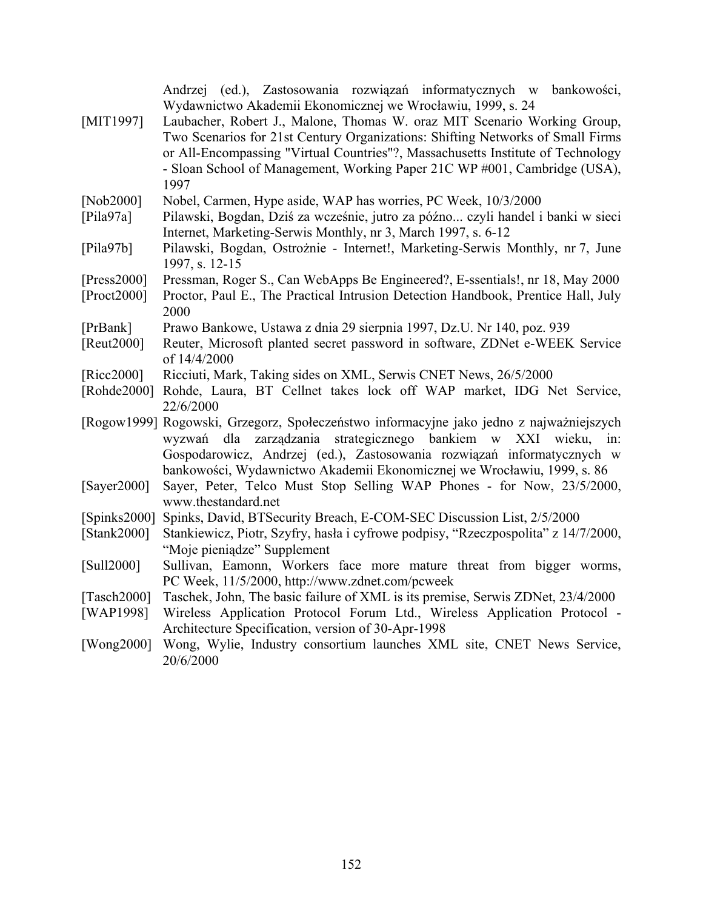Andrzej (ed.), Zastosowania rozwiązań informatycznych w bankowości, Wydawnictwo Akademii Ekonomicznej we Wrocławiu, 1999, s. 24

[MIT1997] Laubacher, Robert J., Malone, Thomas W. oraz MIT Scenario Working Group, Two Scenarios for 21st Century Organizations: Shifting Networks of Small Firms or All-Encompassing "Virtual Countries"?, Massachusetts Institute of Technology - Sloan School of Management, Working Paper 21C WP #001, Cambridge (USA), 1997

[Nob2000] Nobel, Carmen, Hype aside, WAP has worries, PC Week, 10/3/2000

[Pila97a] Pilawski, Bogdan, Dziś za wcześnie, jutro za późno... czyli handel i banki w sieci Internet, Marketing-Serwis Monthly, nr 3, March 1997, s. 6-12

[Pila97b] Pilawski, Bogdan, Ostrożnie - Internet!, Marketing-Serwis Monthly, nr 7, June 1997, s. 12-15

[Press2000] Pressman, Roger S., Can WebApps Be Engineered?, E-ssentials!, nr 18, May 2000

[Proct2000] Proctor, Paul E., The Practical Intrusion Detection Handbook, Prentice Hall, July 2000

[PrBank] Prawo Bankowe, Ustawa z dnia 29 sierpnia 1997, Dz.U. Nr 140, poz. 939

[Reut2000] Reuter, Microsoft planted secret password in software, ZDNet e-WEEK Service of 14/4/2000

[Ricc2000] Ricciuti, Mark, Taking sides on XML, Serwis CNET News, 26/5/2000

[Rohde2000] Rohde, Laura, BT Cellnet takes lock off WAP market, IDG Net Service, 22/6/2000

[Rogow1999] Rogowski, Grzegorz, Społeczeństwo informacyjne jako jedno z najważniejszych wyzwań dla zarządzania strategicznego bankiem w XXI wieku, in: Gospodarowicz, Andrzej (ed.), Zastosowania rozwiązań informatycznych w bankowości, Wydawnictwo Akademii Ekonomicznej we Wrocławiu, 1999, s. 86

[Sayer2000] Sayer, Peter, Telco Must Stop Selling WAP Phones - for Now, 23/5/2000, www.thestandard.net

[Spinks2000] Spinks, David, BTSecurity Breach, E-COM-SEC Discussion List, 2/5/2000

[Stank2000] Stankiewicz, Piotr, Szyfry, hasła i cyfrowe podpisy, "Rzeczpospolita" z 14/7/2000, "Moje pieniądze" Supplement

[Sull2000] Sullivan, Eamonn, Workers face more mature threat from bigger worms, PC Week, 11/5/2000, http://www.zdnet.com/pcweek

[Tasch2000] Taschek, John, The basic failure of XML is its premise, Serwis ZDNet, 23/4/2000

[WAP1998] Wireless Application Protocol Forum Ltd., Wireless Application Protocol - Architecture Specification, version of 30-Apr-1998

[Wong2000] Wong, Wylie, Industry consortium launches XML site, CNET News Service, 20/6/2000